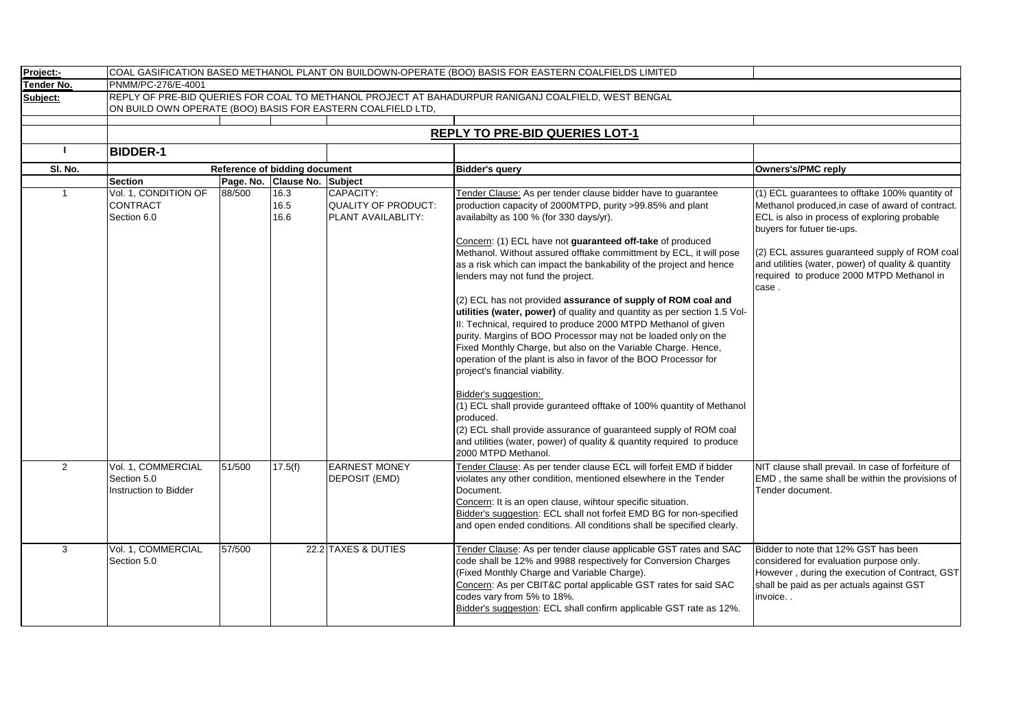**Project:-** COAL GASIFICATION BASED METHANOL PLANT ON BUILDOWN-OPERATE (BOO) BASIS FOR EASTERN COALFIELDS LIMITED

**Tender No.** PNMM/PC-276/E-4001

**Subject:** REPLY OF PRE-BID QUERIES FOR COAL TO METHANOL PROJECT AT BAHADURPUR RANIGANJ COALFIELD, WEST BENGAL ON BUILD OWN OPERATE (BOO) BASIS FOR EASTERN COALFIELD LTD,

## REPLY TO PRE-BID QUERIES LOT-1

### I BIDDER-1

| Sl. No. | Reference of bidding document | | | | Bidder's query | Owners's/PMC reply |
|---|---|---|---|---|---|---|
| | Section | Page. No. | Clause No. | Subject | | |
| 1 | Vol. 1, CONDITION OF CONTRACT Section 6.0 | 88/500 | 16.3<br>16.5<br>16.6 | CAPACITY:<br>QUALITY OF PRODUCT:<br>PLANT AVAILABLITY: | Tender Clause: As per tender clause bidder have to guarantee production capacity of 2000MTPD, purity >99.85% and plant availabilty as 100 % (for 330 days/yr).<br><br>Concern: (1) ECL have not **guaranteed off-take** of produced Methanol. Without assured offtake committment by ECL, it will pose as a risk which can impact the bankability of the project and hence lenders may not fund the project.<br><br>(2) ECL has not provided **assurance of supply of ROM coal and utilities (water, power)** of quality and quantity as per section 1.5 Vol-II: Technical, required to produce 2000 MTPD Methanol of given purity. Margins of BOO Processor may not be loaded only on the Fixed Monthly Charge, but also on the Variable Charge. Hence, operation of the plant is also in favor of the BOO Processor for project's financial viability.<br><br>Bidder's suggestion:<br>(1) ECL shall provide guranteed offtake of 100% quantity of Methanol produced.<br>(2) ECL shall provide assurance of guaranteed supply of ROM coal and utilities (water, power) of quality & quantity required to produce 2000 MTPD Methanol. | (1) ECL guarantees to offtake 100% quantity of Methanol produced,in case of award of contract. ECL is also in process of exploring probable buyers for futuer tie-ups.<br><br>(2) ECL assures guaranteed supply of ROM coal and utilities (water, power) of quality & quantity required to produce 2000 MTPD Methanol in case . |
| 2 | Vol. 1, COMMERCIAL Section 5.0 Instruction to Bidder | 51/500 | 17.5(f) | EARNEST MONEY DEPOSIT (EMD) | Tender Clause: As per tender clause ECL will forfeit EMD if bidder violates any other condition, mentioned elsewhere in the Tender Document.<br>Concern: It is an open clause, wihtour specific situation.<br>Bidder's suggestion: ECL shall not forfeit EMD BG for non-specified and open ended conditions. All conditions shall be specified clearly. | NIT clause shall prevail. In case of forfeiture of EMD , the same shall be within the provisions of Tender document. |
| 3 | Vol. 1, COMMERCIAL Section 5.0 | 57/500 | 22.2 | TAXES & DUTIES | Tender Clause: As per tender clause applicable GST rates and SAC code shall be 12% and 9988 respectively for Conversion Charges (Fixed Monthly Charge and Variable Charge).<br>Concern: As per CBIT&C portal applicable GST rates for said SAC codes vary from 5% to 18%.<br>Bidder's suggestion: ECL shall confirm applicable GST rate as 12%. | Bidder to note that 12% GST has been considered for evaluation purpose only. However , during the execution of Contract, GST shall be paid as per actuals against GST invoice. . |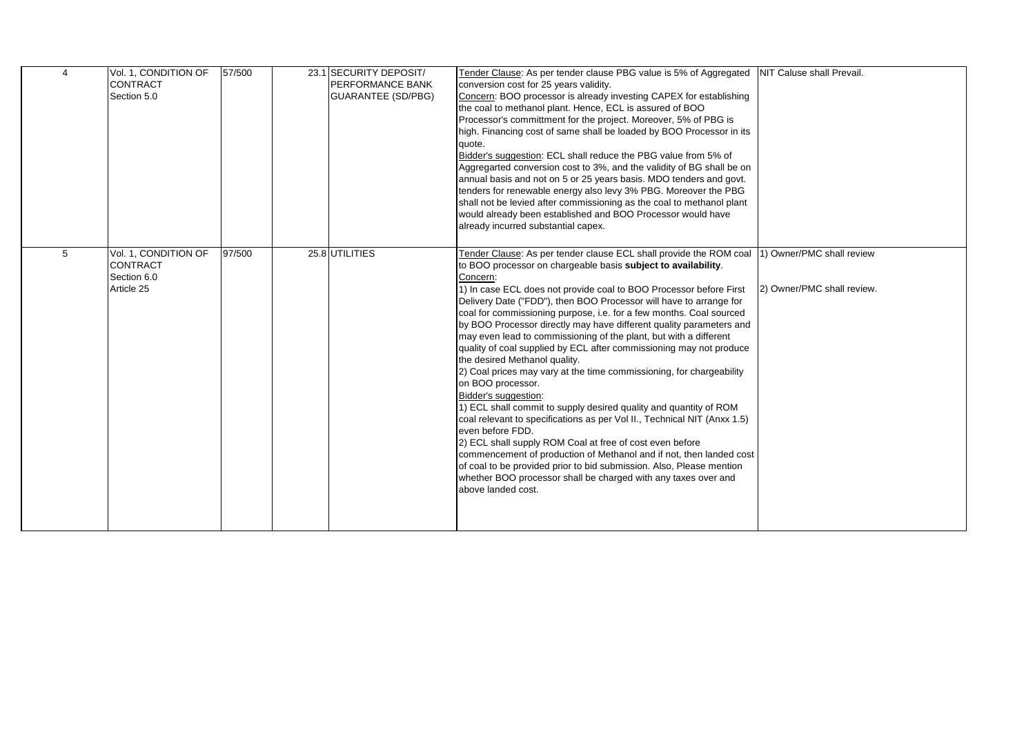| 4 | Vol. 1, CONDITION OF CONTRACT Section 5.0 | 57/500 | 23.1 | SECURITY DEPOSIT/ PERFORMANCE BANK GUARANTEE (SD/PBG) | Tender Clause: As per tender clause PBG value is 5% of Aggregated conversion cost for 25 years validity.<br>Concern: BOO processor is already investing CAPEX for establishing the coal to methanol plant. Hence, ECL is assured of BOO Processor's committment for the project. Moreover, 5% of PBG is high. Financing cost of same shall be loaded by BOO Processor in its quote.<br>Bidder's suggestion: ECL shall reduce the PBG value from 5% of Aggregarted conversion cost to 3%, and the validity of BG shall be on annual basis and not on 5 or 25 years basis. MDO tenders and govt. tenders for renewable energy also levy 3% PBG. Moreover the PBG shall not be levied after commissioning as the coal to methanol plant would already been established and BOO Processor would have already incurred substantial capex. | NIT Caluse shall Prevail. |
|---|---|---|---|---|---|---|
| 5 | Vol. 1, CONDITION OF CONTRACT Section 6.0 Article 25 | 97/500 | 25.8 | UTILITIES | Tender Clause: As per tender clause ECL shall provide the ROM coal to BOO processor on chargeable basis **subject to availability**.<br>Concern:<br>1) In case ECL does not provide coal to BOO Processor before First Delivery Date ("FDD"), then BOO Processor will have to arrange for coal for commissioning purpose, i.e. for a few months. Coal sourced by BOO Processor directly may have different quality parameters and may even lead to commissioning of the plant, but with a different quality of coal supplied by ECL after commissioning may not produce the desired Methanol quality.<br>2) Coal prices may vary at the time commissioning, for chargeability on BOO processor.<br>Bidder's suggestion:<br>1) ECL shall commit to supply desired quality and quantity of ROM coal relevant to specifications as per Vol II., Technical NIT (Anxx 1.5) even before FDD.<br>2) ECL shall supply ROM Coal at free of cost even before commencement of production of Methanol and if not, then landed cost of coal to be provided prior to bid submission. Also, Please mention whether BOO processor shall be charged with any taxes over and above landed cost. | 1) Owner/PMC shall review<br><br>2) Owner/PMC shall review. |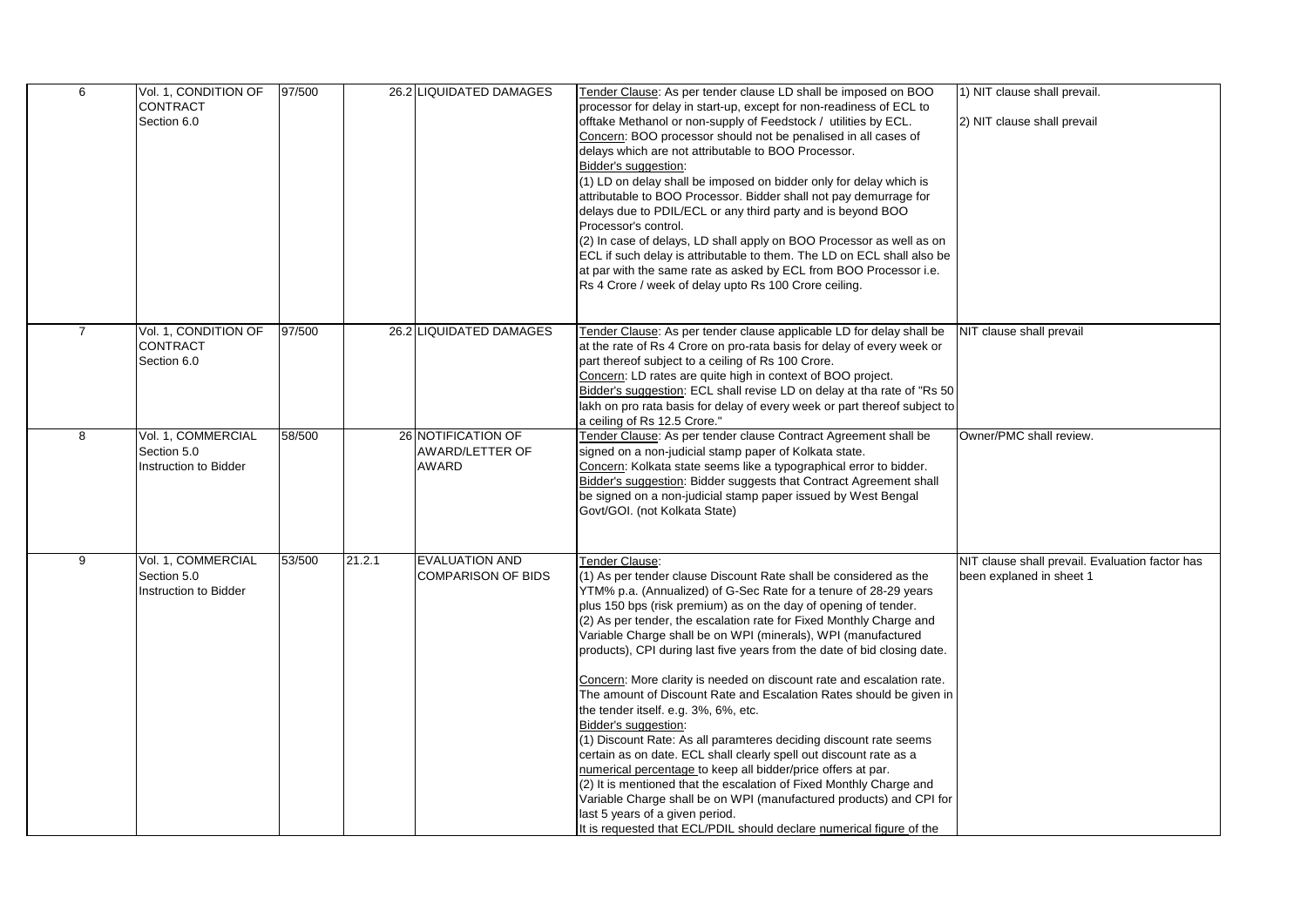| | | | | | | |
|---|---|---|---|---|---|---|
| 6 | Vol. 1, CONDITION OF CONTRACT Section 6.0 | 97/500 | 26.2 | LIQUIDATED DAMAGES | Tender Clause: As per tender clause LD shall be imposed on BOO processor for delay in start-up, except for non-readiness of ECL to offtake Methanol or non-supply of Feedstock / utilities by ECL.<br>Concern: BOO processor should not be penalised in all cases of delays which are not attributable to BOO Processor.<br>Bidder's suggestion:<br>(1) LD on delay shall be imposed on bidder only for delay which is attributable to BOO Processor. Bidder shall not pay demurrage for delays due to PDIL/ECL or any third party and is beyond BOO Processor's control.<br>(2) In case of delays, LD shall apply on BOO Processor as well as on ECL if such delay is attributable to them. The LD on ECL shall also be at par with the same rate as asked by ECL from BOO Processor i.e. Rs 4 Crore / week of delay upto Rs 100 Crore ceiling. | 1) NIT clause shall prevail.<br><br>2) NIT clause shall prevail |
| 7 | Vol. 1, CONDITION OF CONTRACT Section 6.0 | 97/500 | 26.2 | LIQUIDATED DAMAGES | Tender Clause: As per tender clause applicable LD for delay shall be at the rate of Rs 4 Crore on pro-rata basis for delay of every week or part thereof subject to a ceiling of Rs 100 Crore.<br>Concern: LD rates are quite high in context of BOO project.<br>Bidder's suggestion: ECL shall revise LD on delay at tha rate of "Rs 50 lakh on pro rata basis for delay of every week or part thereof subject to a ceiling of Rs 12.5 Crore." | NIT clause shall prevail |
| 8 | Vol. 1, COMMERCIAL Section 5.0 Instruction to Bidder | 58/500 | 26 | NOTIFICATION OF AWARD/LETTER OF AWARD | Tender Clause: As per tender clause Contract Agreement shall be signed on a non-judicial stamp paper of Kolkata state.<br>Concern: Kolkata state seems like a typographical error to bidder.<br>Bidder's suggestion: Bidder suggests that Contract Agreement shall be signed on a non-judicial stamp paper issued by West Bengal Govt/GOI. (not Kolkata State) | Owner/PMC shall review. |
| 9 | Vol. 1, COMMERCIAL Section 5.0 Instruction to Bidder | 53/500 | 21.2.1 | EVALUATION AND COMPARISON OF BIDS | Tender Clause:<br>(1) As per tender clause Discount Rate shall be considered as the YTM% p.a. (Annualized) of G-Sec Rate for a tenure of 28-29 years plus 150 bps (risk premium) as on the day of opening of tender.<br>(2) As per tender, the escalation rate for Fixed Monthly Charge and Variable Charge shall be on WPI (minerals), WPI (manufactured products), CPI during last five years from the date of bid closing date.<br><br>Concern: More clarity is needed on discount rate and escalation rate. The amount of Discount Rate and Escalation Rates should be given in the tender itself. e.g. 3%, 6%, etc.<br>Bidder's suggestion:<br>(1) Discount Rate: As all paramteres deciding discount rate seems certain as on date. ECL shall clearly spell out discount rate as a numerical percentage to keep all bidder/price offers at par.<br>(2) It is mentioned that the escalation of Fixed Monthly Charge and Variable Charge shall be on WPI (manufactured products) and CPI for last 5 years of a given period.<br>It is requested that ECL/PDIL should declare numerical figure of the | NIT clause shall prevail. Evaluation factor has been explaned in sheet 1 |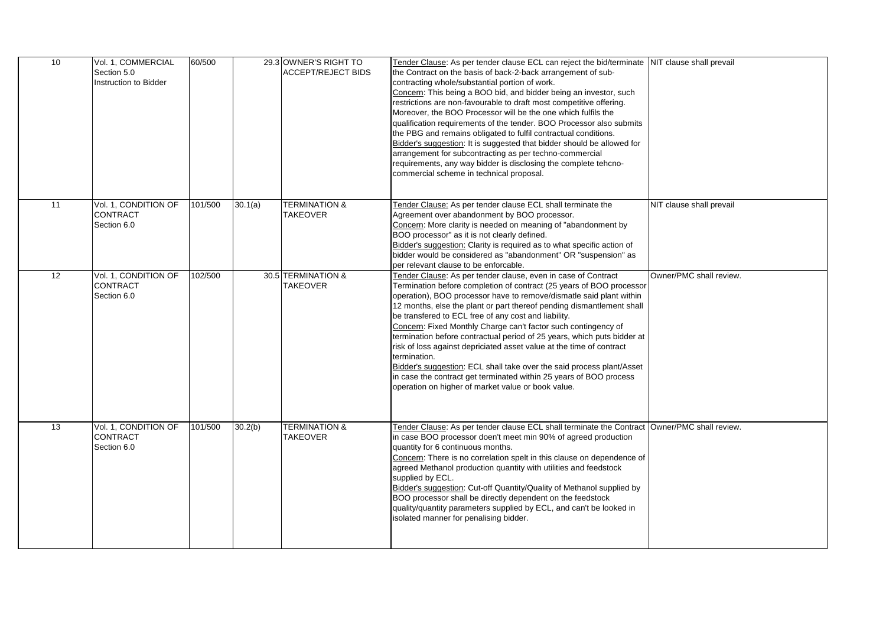| 10 | Vol. 1, COMMERCIAL Section 5.0 Instruction to Bidder | 60/500 | 29.3 | OWNER'S RIGHT TO ACCEPT/REJECT BIDS | Tender Clause: As per tender clause ECL can reject the bid/terminate the Contract on the basis of back-2-back arrangement of sub-contracting whole/substantial portion of work.<br>Concern: This being a BOO bid, and bidder being an investor, such restrictions are non-favourable to draft most competitive offering. Moreover, the BOO Processor will be the one which fulfils the qualification requirements of the tender. BOO Processor also submits the PBG and remains obligated to fulfil contractual conditions.<br>Bidder's suggestion: It is suggested that bidder should be allowed for arrangement for subcontracting as per techno-commercial requirements, any way bidder is disclosing the complete tehcno-commercial scheme in technical proposal. | NIT clause shall prevail |
|---|---|---|---|---|---|---|
| 11 | Vol. 1, CONDITION OF CONTRACT Section 6.0 | 101/500 | 30.1(a) | TERMINATION & TAKEOVER | Tender Clause: As per tender clause ECL shall terminate the Agreement over abandonment by BOO processor.<br>Concern: More clarity is needed on meaning of "abandonment by BOO processor" as it is not clearly defined.<br>Bidder's suggestion: Clarity is required as to what specific action of bidder would be considered as "abandonment" OR "suspension" as per relevant clause to be enforcable. | NIT clause shall prevail |
| 12 | Vol. 1, CONDITION OF CONTRACT Section 6.0 | 102/500 | 30.5 | TERMINATION & TAKEOVER | Tender Clause: As per tender clause, even in case of Contract Termination before completion of contract (25 years of BOO processor operation), BOO processor have to remove/dismatle said plant within 12 months, else the plant or part thereof pending dismantlement shall be transfered to ECL free of any cost and liability.<br>Concern: Fixed Monthly Charge can't factor such contingency of termination before contractual period of 25 years, which puts bidder at risk of loss against depriciated asset value at the time of contract termination.<br>Bidder's suggestion: ECL shall take over the said process plant/Asset in case the contract get terminated within 25 years of BOO process operation on higher of market value or book value. | Owner/PMC shall review. |
| 13 | Vol. 1, CONDITION OF CONTRACT Section 6.0 | 101/500 | 30.2(b) | TERMINATION & TAKEOVER | Tender Clause: As per tender clause ECL shall terminate the Contract in case BOO processor doen't meet min 90% of agreed production quantity for 6 continuous months.<br>Concern: There is no correlation spelt in this clause on dependence of agreed Methanol production quantity with utilities and feedstock supplied by ECL.<br>Bidder's suggestion: Cut-off Quantity/Quality of Methanol supplied by BOO processor shall be directly dependent on the feedstock quality/quantity parameters supplied by ECL, and can't be looked in isolated manner for penalising bidder. | Owner/PMC shall review. |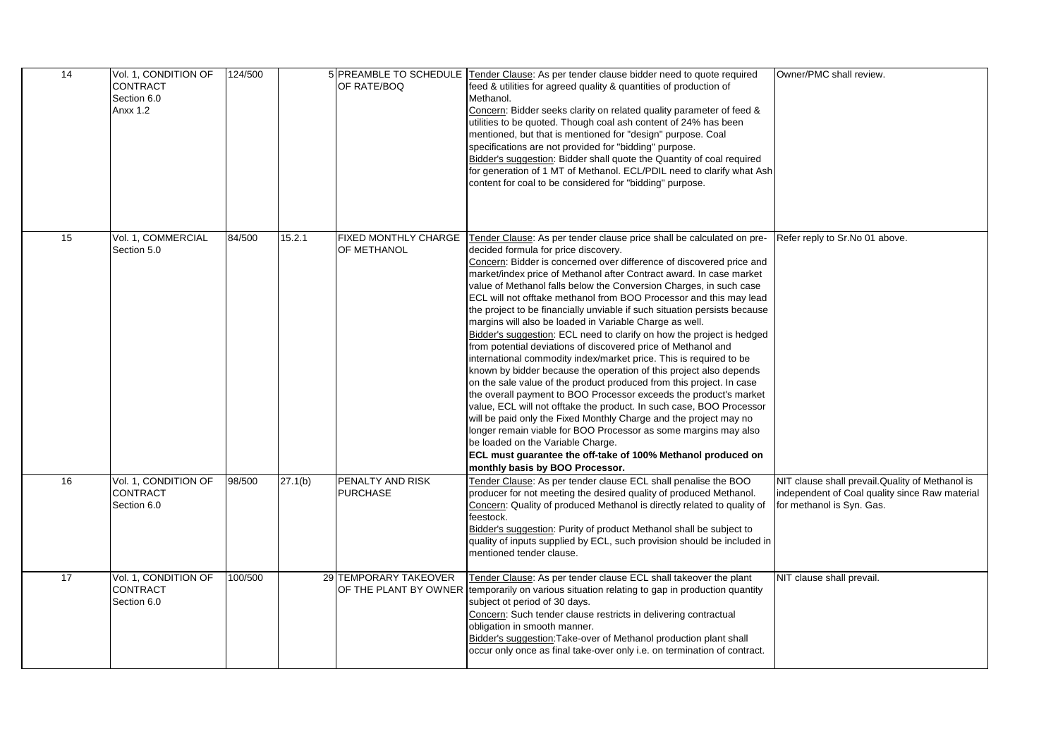| 14 | Vol. 1, CONDITION OF CONTRACT Section 6.0 Anxx 1.2 | 124/500 | 5 | PREAMBLE TO SCHEDULE OF RATE/BOQ | Tender Clause: As per tender clause bidder need to quote required feed & utilities for agreed quality & quantities of production of Methanol.<br>Concern: Bidder seeks clarity on related quality parameter of feed & utilities to be quoted. Though coal ash content of 24% has been mentioned, but that is mentioned for "design" purpose. Coal specifications are not provided for "bidding" purpose.<br>Bidder's suggestion: Bidder shall quote the Quantity of coal required for generation of 1 MT of Methanol. ECL/PDIL need to clarify what Ash content for coal to be considered for "bidding" purpose. | Owner/PMC shall review. |
|---|---|---|---|---|---|---|
| 15 | Vol. 1, COMMERCIAL Section 5.0 | 84/500 | 15.2.1 | FIXED MONTHLY CHARGE OF METHANOL | Tender Clause: As per tender clause price shall be calculated on pre-decided formula for price discovery.<br>Concern: Bidder is concerned over difference of discovered price and market/index price of Methanol after Contract award. In case market value of Methanol falls below the Conversion Charges, in such case ECL will not offtake methanol from BOO Processor and this may lead the project to be financially unviable if such situation persists because margins will also be loaded in Variable Charge as well.<br>Bidder's suggestion: ECL need to clarify on how the project is hedged from potential deviations of discovered price of Methanol and international commodity index/market price. This is required to be known by bidder because the operation of this project also depends on the sale value of the product produced from this project. In case the overall payment to BOO Processor exceeds the product's market value, ECL will not offtake the product. In such case, BOO Processor will be paid only the Fixed Monthly Charge and the project may no longer remain viable for BOO Processor as some margins may also be loaded on the Variable Charge.<br>**ECL must guarantee the off-take of 100% Methanol produced on monthly basis by BOO Processor.** | Refer reply to Sr.No 01 above. |
| 16 | Vol. 1, CONDITION OF CONTRACT Section 6.0 | 98/500 | 27.1(b) | PENALTY AND RISK PURCHASE | Tender Clause: As per tender clause ECL shall penalise the BOO producer for not meeting the desired quality of produced Methanol.<br>Concern: Quality of produced Methanol is directly related to quality of feestock.<br>Bidder's suggestion: Purity of product Methanol shall be subject to quality of inputs supplied by ECL, such provision should be included in mentioned tender clause. | NIT clause shall prevail.Quality of Methanol is independent of Coal quality since Raw material for methanol is Syn. Gas. |
| 17 | Vol. 1, CONDITION OF CONTRACT Section 6.0 | 100/500 | 29 | TEMPORARY TAKEOVER OF THE PLANT BY OWNER | Tender Clause: As per tender clause ECL shall takeover the plant temporarily on various situation relating to gap in production quantity subject ot period of 30 days.<br>Concern: Such tender clause restricts in delivering contractual obligation in smooth manner.<br>Bidder's suggestion:Take-over of Methanol production plant shall occur only once as final take-over only i.e. on termination of contract. | NIT clause shall prevail. |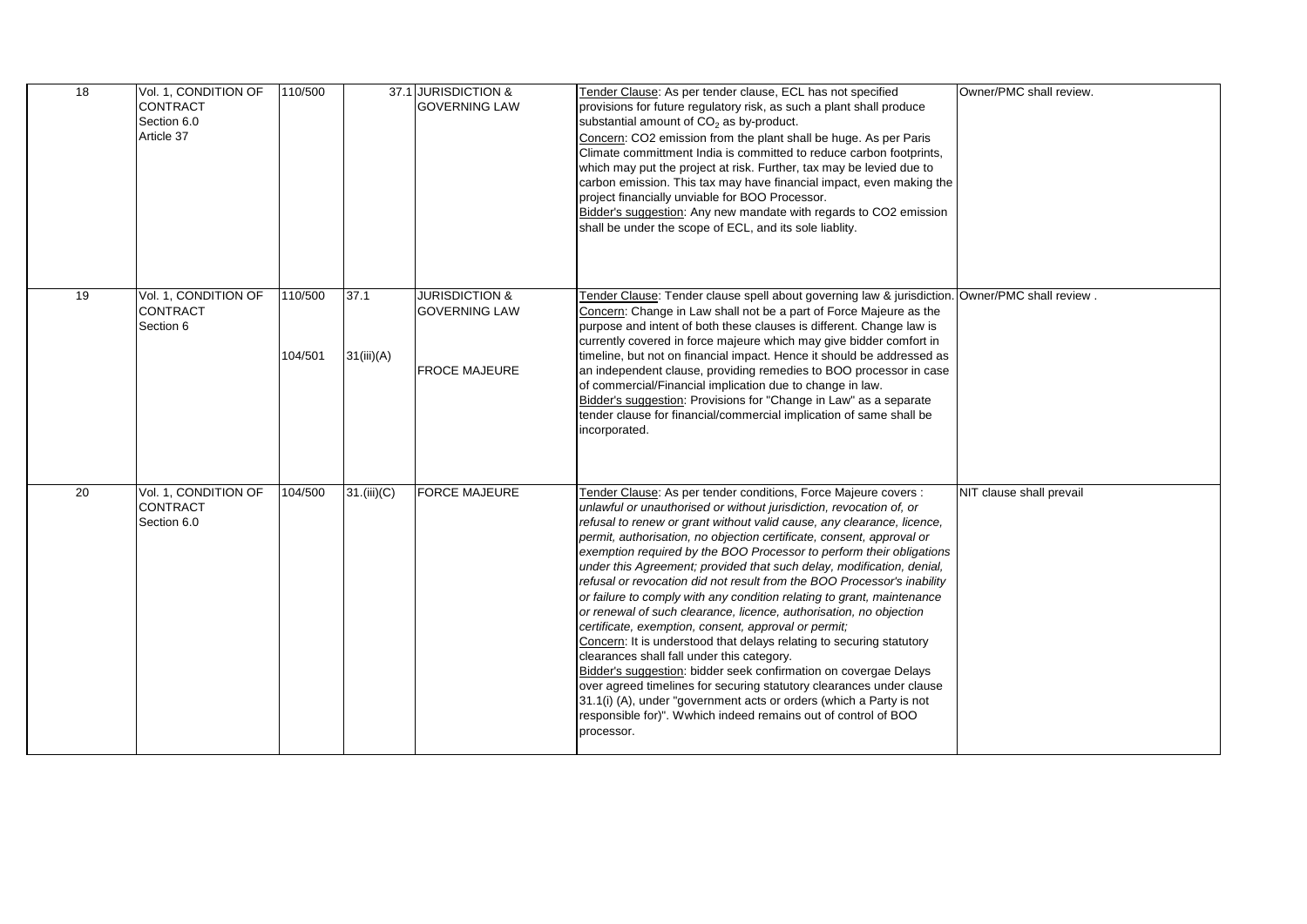| 18 | Vol. 1, CONDITION OF CONTRACT Section 6.0 Article 37 | 110/500 | 37.1 | JURISDICTION & GOVERNING LAW | Tender Clause: As per tender clause, ECL has not specified provisions for future regulatory risk, as such a plant shall produce substantial amount of $CO_2$ as by-product. Concern: CO2 emission from the plant shall be huge. As per Paris Climate committment India is committed to reduce carbon footprints, which may put the project at risk. Further, tax may be levied due to carbon emission. This tax may have financial impact, even making the project financially unviable for BOO Processor. Bidder's suggestion: Any new mandate with regards to CO2 emission shall be under the scope of ECL, and its sole liablity. | Owner/PMC shall review. |
|---|---|---|---|---|---|---|
| 19 | Vol. 1, CONDITION OF CONTRACT Section 6 | 110/500<br>104/501 | 37.1<br>31(iii)(A) | JURISDICTION & GOVERNING LAW<br>FROCE MAJEURE | Tender Clause: Tender clause spell about governing law & jurisdiction. Concern: Change in Law shall not be a part of Force Majeure as the purpose and intent of both these clauses is different. Change law is currently covered in force majeure which may give bidder comfort in timeline, but not on financial impact. Hence it should be addressed as an independent clause, providing remedies to BOO processor in case of commercial/Financial implication due to change in law. Bidder's suggestion: Provisions for "Change in Law" as a separate tender clause for financial/commercial implication of same shall be incorporated. | Owner/PMC shall review . |
| 20 | Vol. 1, CONDITION OF CONTRACT Section 6.0 | 104/500 | 31.(iii)(C) | FORCE MAJEURE | Tender Clause: As per tender conditions, Force Majeure covers : *unlawful or unauthorised or without jurisdiction, revocation of, or refusal to renew or grant without valid cause, any clearance, licence, permit, authorisation, no objection certificate, consent, approval or exemption required by the BOO Processor to perform their obligations under this Agreement; provided that such delay, modification, denial, refusal or revocation did not result from the BOO Processor's inability or failure to comply with any condition relating to grant, maintenance or renewal of such clearance, licence, authorisation, no objection certificate, exemption, consent, approval or permit;* Concern: It is understood that delays relating to securing statutory clearances shall fall under this category. Bidder's suggestion: bidder seek confirmation on covergae Delays over agreed timelines for securing statutory clearances under clause 31.1(i) (A), under "government acts or orders (which a Party is not responsible for)". Wwhich indeed remains out of control of BOO processor. | NIT clause shall prevail |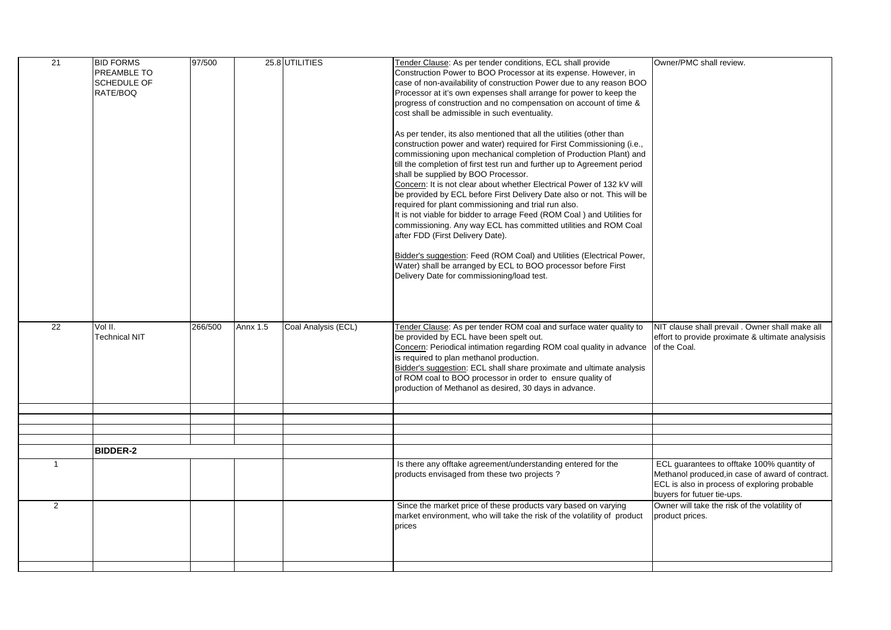| | | | | | | |
|---|---|---|---|---|---|---|
| 21 | BID FORMS PREAMBLE TO SCHEDULE OF RATE/BOQ | 97/500 | 25.8 | UTILITIES | Tender Clause: As per tender conditions, ECL shall provide Construction Power to BOO Processor at its expense. However, in case of non-availability of construction Power due to any reason BOO Processor at it's own expenses shall arrange for power to keep the progress of construction and no compensation on account of time & cost shall be admissible in such eventuality.<br><br>As per tender, its also mentioned that all the utilities (other than construction power and water) required for First Commissioning (i.e., commissioning upon mechanical completion of Production Plant) and till the completion of first test run and further up to Agreement period shall be supplied by BOO Processor.<br>Concern: It is not clear about whether Electrical Power of 132 kV will be provided by ECL before First Delivery Date also or not. This will be required for plant commissioning and trial run also.<br>It is not viable for bidder to arrage Feed (ROM Coal ) and Utilities for commissioning. Any way ECL has committed utilities and ROM Coal after FDD (First Delivery Date).<br><br>Bidder's suggestion: Feed (ROM Coal) and Utilities (Electrical Power, Water) shall be arranged by ECL to BOO processor before First Delivery Date for commissioning/load test. | Owner/PMC shall review. |
| 22 | Vol II. Technical NIT | 266/500 | Annx 1.5 | Coal Analysis (ECL) | Tender Clause: As per tender ROM coal and surface water quality to be provided by ECL have been spelt out.<br>Concern: Periodical intimation regarding ROM coal quality in advance is required to plan methanol production.<br>Bidder's suggestion: ECL shall share proximate and ultimate analysis of ROM coal to BOO processor in order to ensure quality of production of Methanol as desired, 30 days in advance. | NIT clause shall prevail . Owner shall make all effort to provide proximate & ultimate analysisis of the Coal. |
| | | | | | | |
| | | | | | | |
| | | | | | | |
| | | | | | | |
| | **BIDDER-2** | | | | | |
| 1 | | | | | Is there any offtake agreement/understanding entered for the products envisaged from these two projects ? | ECL guarantees to offtake 100% quantity of Methanol produced,in case of award of contract. ECL is also in process of exploring probable buyers for futuer tie-ups. |
| 2 | | | | | Since the market price of these products vary based on varying market environment, who will take the risk of the volatility of product prices | Owner will take the risk of the volatility of product prices. |
| | | | | | | |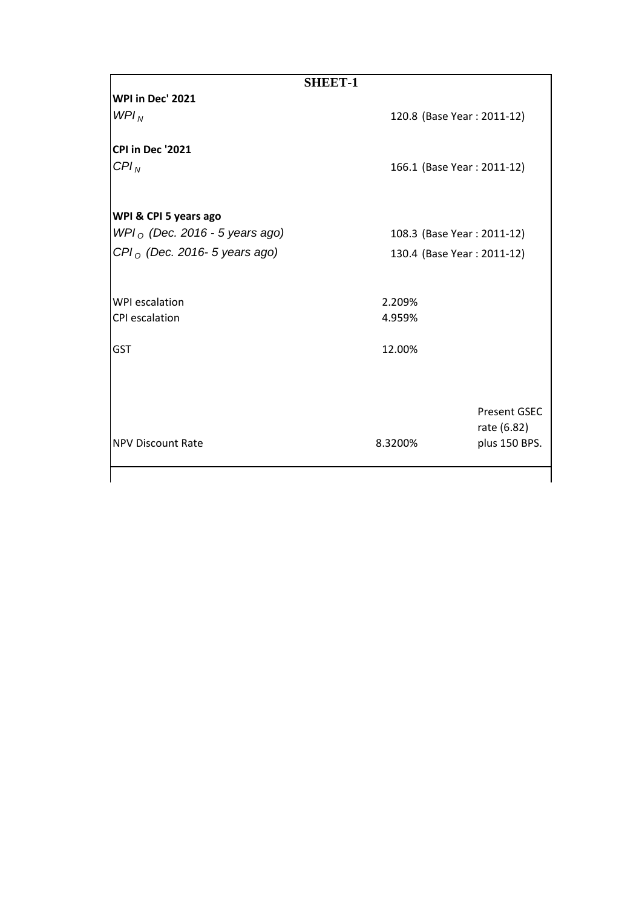# SHEET-1

| | | |
|---|---|---|
| **WPI in Dec' 2021** | | |
| $WPI_N$ | 120.8 | (Base Year : 2011-12) |
| **CPI in Dec '2021** | | |
| $CPI_N$ | 166.1 | (Base Year : 2011-12) |
| **WPI & CPI 5 years ago** | | |
| $WPI_O$ *(Dec. 2016 - 5 years ago)* | 108.3 | (Base Year : 2011-12) |
| $CPI_O$ *(Dec. 2016- 5 years ago)* | 130.4 | (Base Year : 2011-12) |
| WPI escalation | 2.209% | |
| CPI escalation | 4.959% | |
| GST | 12.00% | |
| NPV Discount Rate | 8.3200% | Present GSEC rate (6.82) plus 150 BPS. |